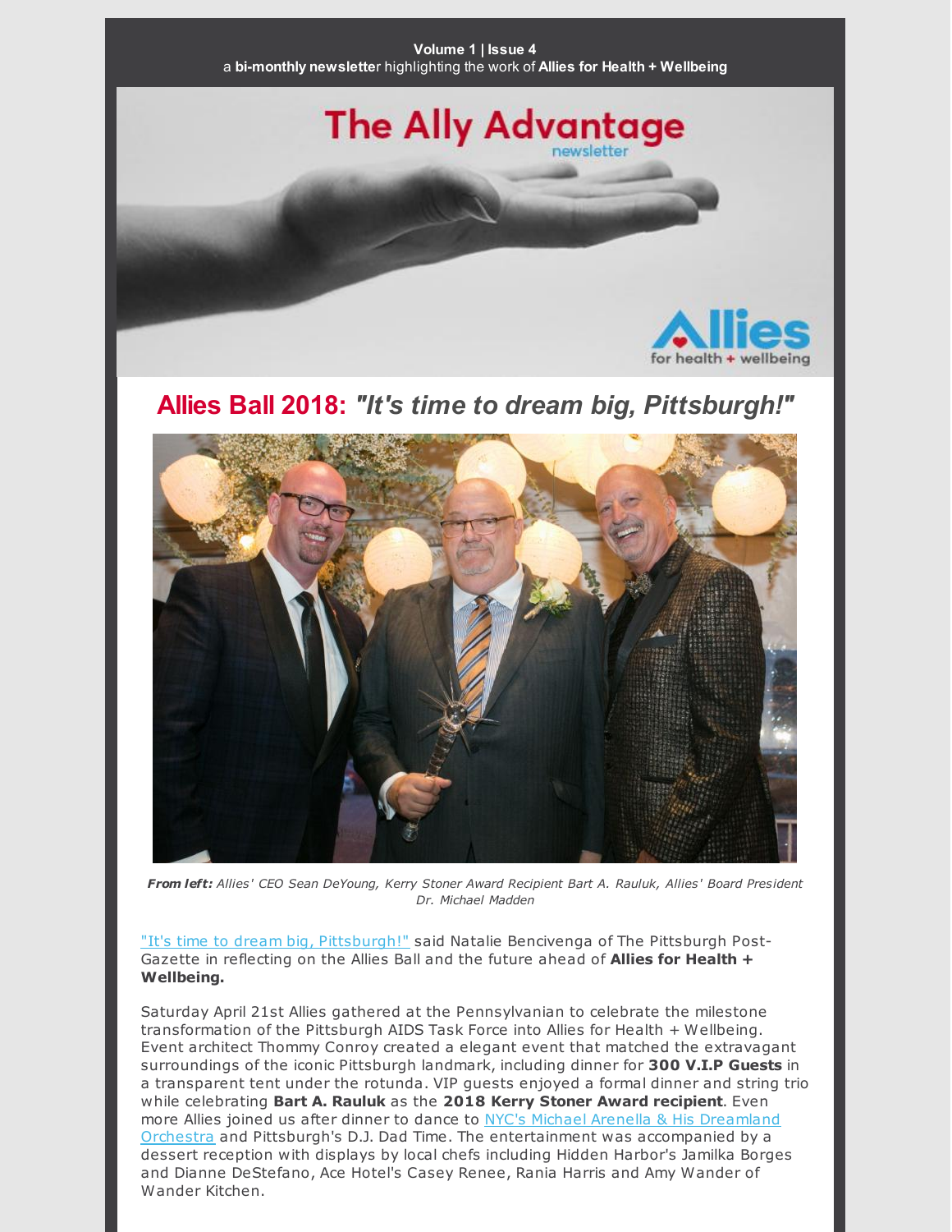**Volume 1 | Issue 4**
a **bi-monthly newsletter** highlighting the work of **Allies for Health + Wellbeing**

# The Ally Advantage newsletter

Allies for health + wellbeing

## Allies Ball 2018: *"It's time to dream big, Pittsburgh!"*

***From left:*** *Allies' CEO Sean DeYoung, Kerry Stoner Award Recipient Bart A. Rauluk, Allies' Board President Dr. Michael Madden*

"It's time to dream big, Pittsburgh!" said Natalie Bencivenga of The Pittsburgh Post-Gazette in reflecting on the Allies Ball and the future ahead of **Allies for Health + Wellbeing.**

Saturday April 21st Allies gathered at the Pennsylvanian to celebrate the milestone transformation of the Pittsburgh AIDS Task Force into Allies for Health + Wellbeing. Event architect Thommy Conroy created a elegant event that matched the extravagant surroundings of the iconic Pittsburgh landmark, including dinner for **300 V.I.P Guests** in a transparent tent under the rotunda. VIP guests enjoyed a formal dinner and string trio while celebrating **Bart A. Rauluk** as the **2018 Kerry Stoner Award recipient**. Even more Allies joined us after dinner to dance to NYC's Michael Arenella & His Dreamland Orchestra and Pittsburgh's D.J. Dad Time. The entertainment was accompanied by a dessert reception with displays by local chefs including Hidden Harbor's Jamilka Borges and Dianne DeStefano, Ace Hotel's Casey Renee, Rania Harris and Amy Wander of Wander Kitchen.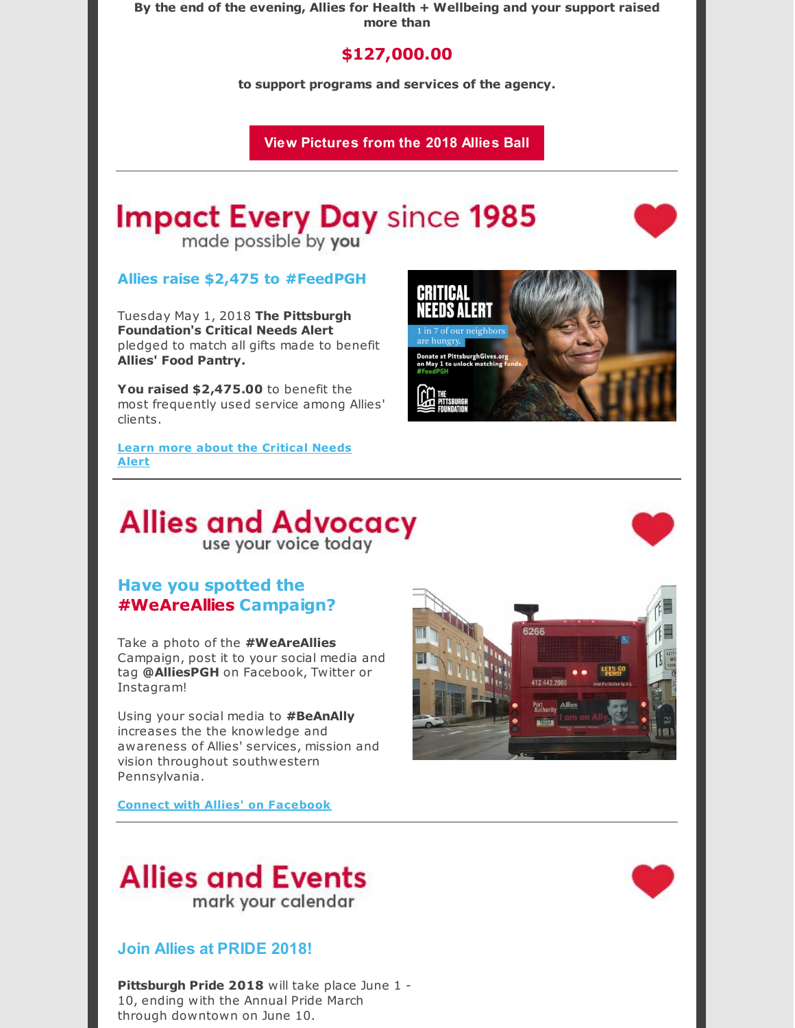**By the end of the evening, Allies for Health + Wellbeing and your support raised more than**

**$127,000.00**

**to support programs and services of the agency.**

View Pictures from the 2018 Allies Ball

---

# Impact Every Day since 1985

made possible by you

## Allies raise $2,475 to #FeedPGH

Tuesday May 1, 2018 **The Pittsburgh Foundation's Critical Needs Alert** pledged to match all gifts made to benefit **Allies' Food Pantry.**

**You raised $2,475.00** to benefit the most frequently used service among Allies' clients.

Learn more about the Critical Needs Alert

---

# Allies and Advocacy

use your voice today

## Have you spotted the #WeAreAllies Campaign?

Take a photo of the **#WeAreAllies** Campaign, post it to your social media and tag **@AlliesPGH** on Facebook, Twitter or Instagram!

Using your social media to **#BeAnAlly** increases the the knowledge and awareness of Allies' services, mission and vision throughout southwestern Pennsylvania.

Connect with Allies' on Facebook

---

# Allies and Events

mark your calendar

## Join Allies at PRIDE 2018!

**Pittsburgh Pride 2018** will take place June 1 - 10, ending with the Annual Pride March through downtown on June 10.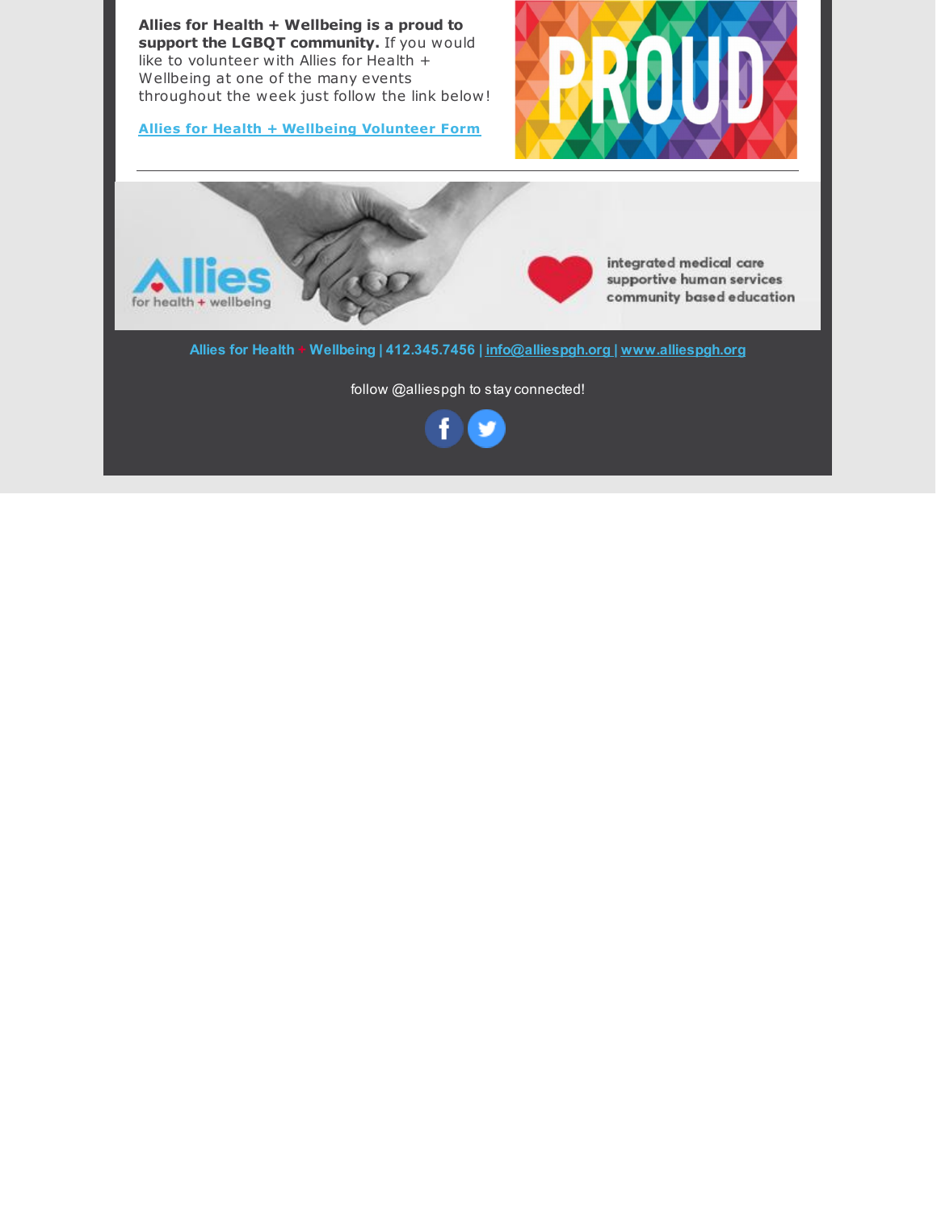**Allies for Health + Wellbeing is a proud to support the LGBQT community.** If you would like to volunteer with Allies for Health + Wellbeing at one of the many events throughout the week just follow the link below!

**Allies for Health + Wellbeing Volunteer Form**

---

**Allies for Health + Wellbeing | 412.345.7456 | info@alliespgh.org | www.alliespgh.org**

follow @alliespgh to stay connected!